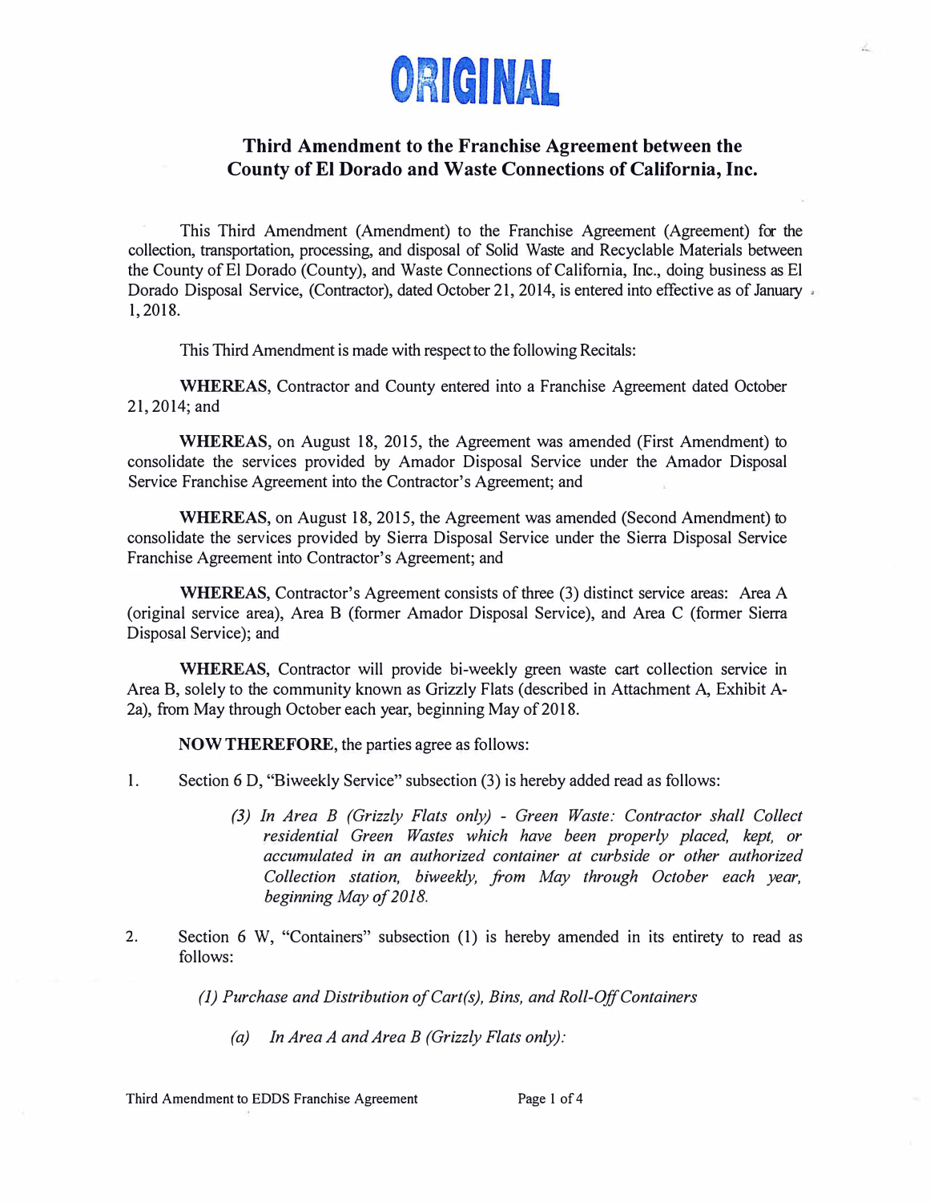ORIGINAL

# Third Amendment to the Franchise Agreement between the County of El Dorado and Waste Connections of California, Inc.

This Third Amendment (Amendment) to the Franchise Agreement (Agreement) for the collection, transportation, processing, and disposal of Solid Waste and Recyclable Materials between the County of El Dorado (County), and Waste Connections of California, Inc., doing business as El Dorado Disposal Service, (Contractor), dated October 21, 2014, is entered into effective as of January 1, 2018.

This Third Amendment is made with respect to the following Recitals:

**WHEREAS**, Contractor and County entered into a Franchise Agreement dated October 21, 2014; and

**WHEREAS**, on August 18, 2015, the Agreement was amended (First Amendment) to consolidate the services provided by Amador Disposal Service under the Amador Disposal Service Franchise Agreement into the Contractor's Agreement; and

**WHEREAS**, on August 18, 2015, the Agreement was amended (Second Amendment) to consolidate the services provided by Sierra Disposal Service under the Sierra Disposal Service Franchise Agreement into Contractor's Agreement; and

**WHEREAS**, Contractor's Agreement consists of three (3) distinct service areas: Area A (original service area), Area B (former Amador Disposal Service), and Area C (former Sierra Disposal Service); and

**WHEREAS**, Contractor will provide bi-weekly green waste cart collection service in Area B, solely to the community known as Grizzly Flats (described in Attachment A, Exhibit A-2a), from May through October each year, beginning May of 2018.

**NOW THEREFORE**, the parties agree as follows:

1. Section 6 D, "Biweekly Service" subsection (3) is hereby added read as follows:

   *(3) In Area B (Grizzly Flats only) - Green Waste: Contractor shall Collect residential Green Wastes which have been properly placed, kept, or accumulated in an authorized container at curbside or other authorized Collection station, biweekly, from May through October each year, beginning May of 2018.*

2. Section 6 W, "Containers" subsection (1) is hereby amended in its entirety to read as follows:

   *(1) Purchase and Distribution of Cart(s), Bins, and Roll-Off Containers*

   *(a) In Area A and Area B (Grizzly Flats only):*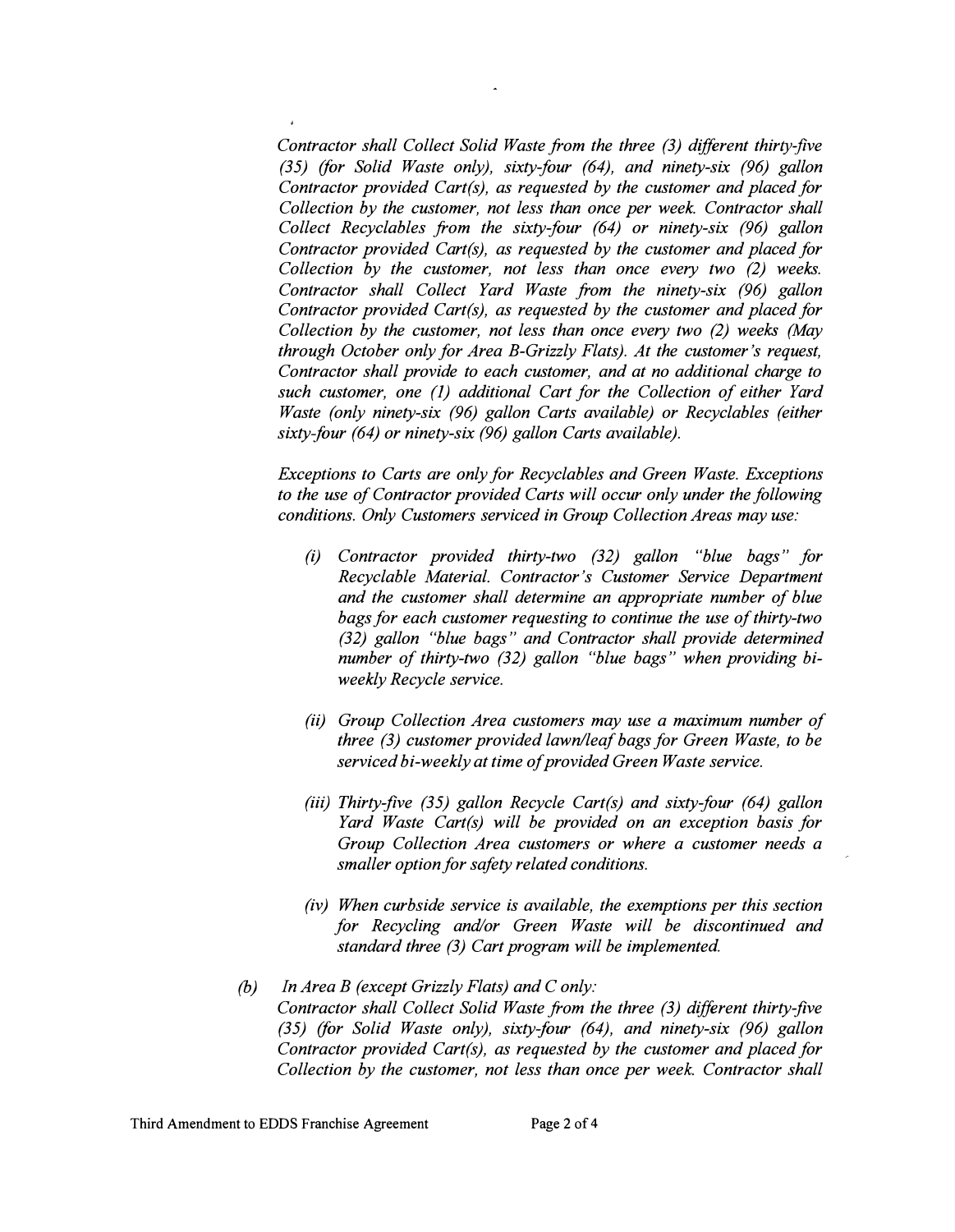*Contractor shall Collect Solid Waste from the three (3) different thirty-five (35) (for Solid Waste only), sixty-four (64), and ninety-six (96) gallon Contractor provided Cart(s), as requested by the customer and placed for Collection by the customer, not less than once per week. Contractor shall Collect Recyclables from the sixty-four (64) or ninety-six (96) gallon Contractor provided Cart(s), as requested by the customer and placed for Collection by the customer, not less than once every two (2) weeks. Contractor shall Collect Yard Waste from the ninety-six (96) gallon Contractor provided Cart(s), as requested by the customer and placed for Collection by the customer, not less than once every two (2) weeks (May through October only for Area B-Grizzly Flats). At the customer's request, Contractor shall provide to each customer, and at no additional charge to such customer, one (1) additional Cart for the Collection of either Yard Waste (only ninety-six (96) gallon Carts available) or Recyclables (either sixty-four (64) or ninety-six (96) gallon Carts available).*

*Exceptions to Carts are only for Recyclables and Green Waste. Exceptions to the use of Contractor provided Carts will occur only under the following conditions. Only Customers serviced in Group Collection Areas may use:*

- *(i) Contractor provided thirty-two (32) gallon "blue bags" for Recyclable Material. Contractor's Customer Service Department and the customer shall determine an appropriate number of blue bags for each customer requesting to continue the use of thirty-two (32) gallon "blue bags" and Contractor shall provide determined number of thirty-two (32) gallon "blue bags" when providing bi-weekly Recycle service.*

- *(ii) Group Collection Area customers may use a maximum number of three (3) customer provided lawn/leaf bags for Green Waste, to be serviced bi-weekly at time of provided Green Waste service.*

- *(iii) Thirty-five (35) gallon Recycle Cart(s) and sixty-four (64) gallon Yard Waste Cart(s) will be provided on an exception basis for Group Collection Area customers or where a customer needs a smaller option for safety related conditions.*

- *(iv) When curbside service is available, the exemptions per this section for Recycling and/or Green Waste will be discontinued and standard three (3) Cart program will be implemented.*

*(b) In Area B (except Grizzly Flats) and C only:*
*Contractor shall Collect Solid Waste from the three (3) different thirty-five (35) (for Solid Waste only), sixty-four (64), and ninety-six (96) gallon Contractor provided Cart(s), as requested by the customer and placed for Collection by the customer, not less than once per week. Contractor shall*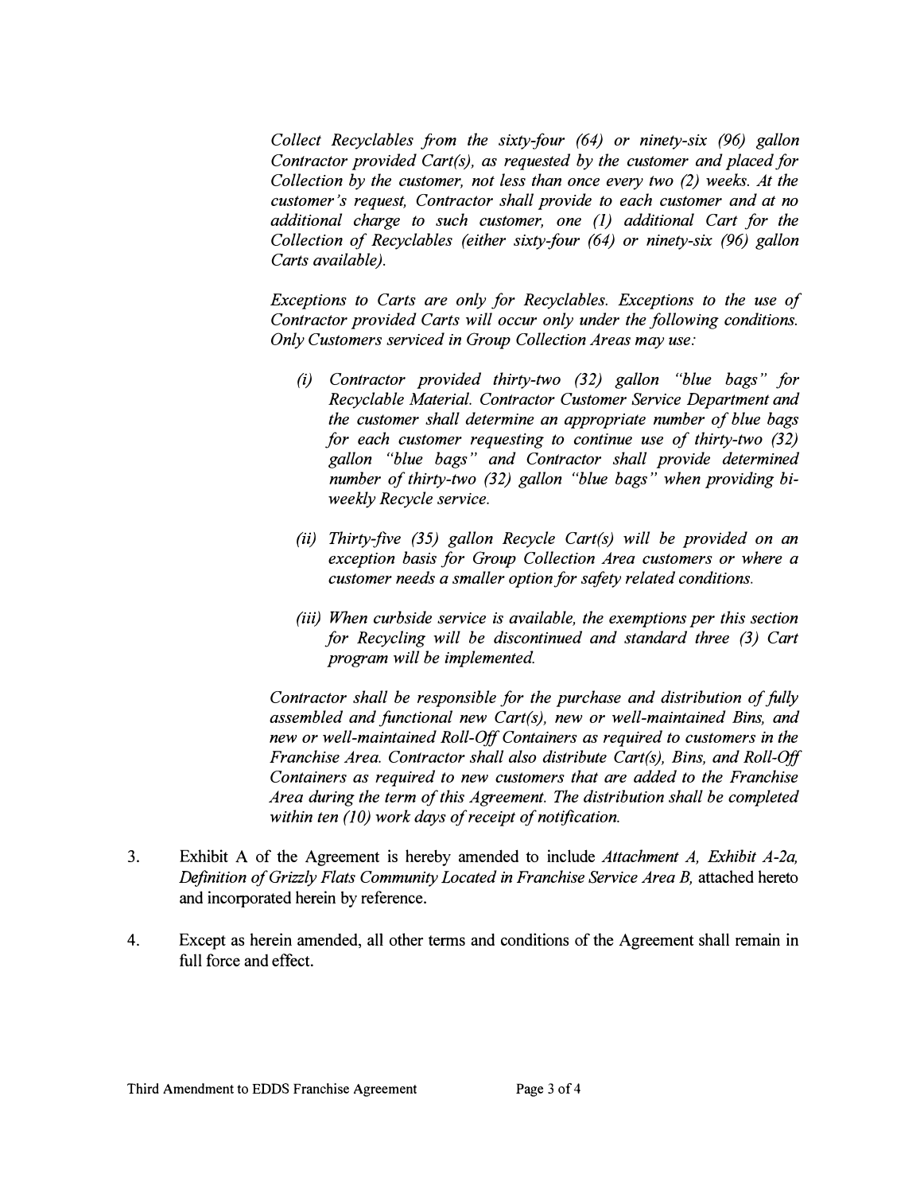*Collect Recyclables from the sixty-four (64) or ninety-six (96) gallon Contractor provided Cart(s), as requested by the customer and placed for Collection by the customer, not less than once every two (2) weeks. At the customer's request, Contractor shall provide to each customer and at no additional charge to such customer, one (1) additional Cart for the Collection of Recyclables (either sixty-four (64) or ninety-six (96) gallon Carts available).*

*Exceptions to Carts are only for Recyclables. Exceptions to the use of Contractor provided Carts will occur only under the following conditions. Only Customers serviced in Group Collection Areas may use:*

*(i) Contractor provided thirty-two (32) gallon "blue bags" for Recyclable Material. Contractor Customer Service Department and the customer shall determine an appropriate number of blue bags for each customer requesting to continue use of thirty-two (32) gallon "blue bags" and Contractor shall provide determined number of thirty-two (32) gallon "blue bags" when providing bi-weekly Recycle service.*

*(ii) Thirty-five (35) gallon Recycle Cart(s) will be provided on an exception basis for Group Collection Area customers or where a customer needs a smaller option for safety related conditions.*

*(iii) When curbside service is available, the exemptions per this section for Recycling will be discontinued and standard three (3) Cart program will be implemented.*

*Contractor shall be responsible for the purchase and distribution of fully assembled and functional new Cart(s), new or well-maintained Bins, and new or well-maintained Roll-Off Containers as required to customers in the Franchise Area. Contractor shall also distribute Cart(s), Bins, and Roll-Off Containers as required to new customers that are added to the Franchise Area during the term of this Agreement. The distribution shall be completed within ten (10) work days of receipt of notification.*

3. Exhibit A of the Agreement is hereby amended to include *Attachment A, Exhibit A-2a, Definition of Grizzly Flats Community Located in Franchise Service Area B,* attached hereto and incorporated herein by reference.

4. Except as herein amended, all other terms and conditions of the Agreement shall remain in full force and effect.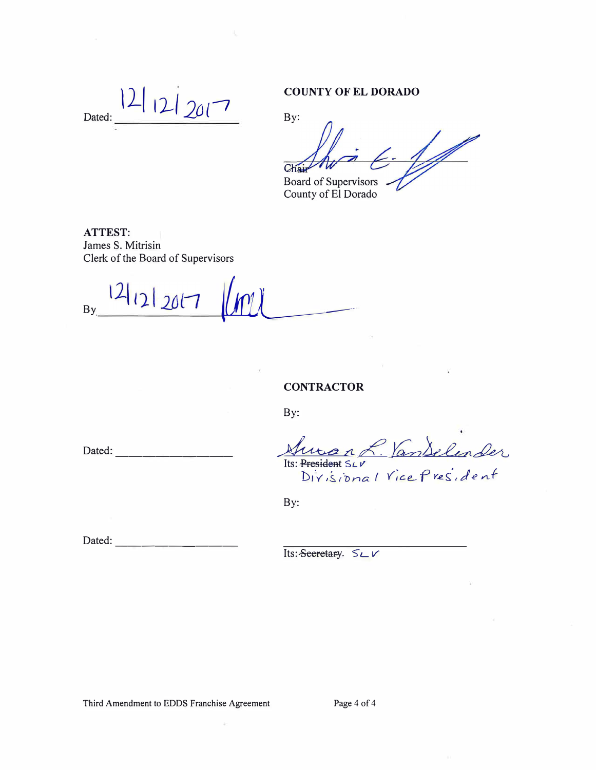Dated: 12/12/2017

**COUNTY OF EL DORADO**

By: _[signature]_

Chair
Board of Supervisors
County of El Dorado

**ATTEST**:
James S. Mitrisin
Clerk of the Board of Supervisors

By 12/12/2017 _[signature]_

**CONTRACTOR**

By:

Dated: ____________________

Susan L. VanDelinder
Its: ~~President~~ SLV
Divisional Vice President

By:

Dated: ____________________

______________________________
Its: ~~Secretary~~. SLV

Third Amendment to EDDS Franchise Agreement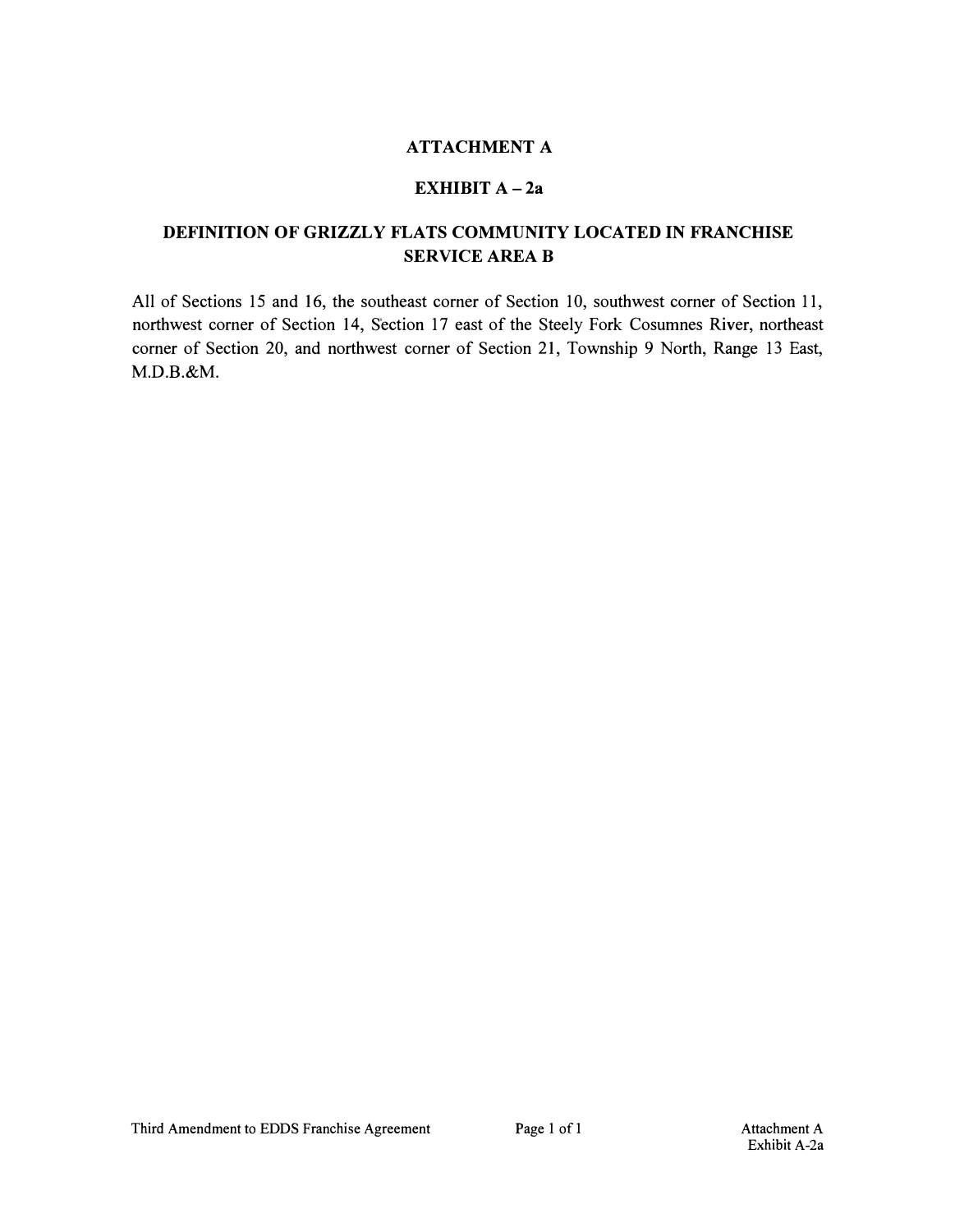**ATTACHMENT A**

**EXHIBIT A – 2a**

**DEFINITION OF GRIZZLY FLATS COMMUNITY LOCATED IN FRANCHISE SERVICE AREA B**

All of Sections 15 and 16, the southeast corner of Section 10, southwest corner of Section 11, northwest corner of Section 14, Section 17 east of the Steely Fork Cosumnes River, northeast corner of Section 20, and northwest corner of Section 21, Township 9 North, Range 13 East, M.D.B.&M.